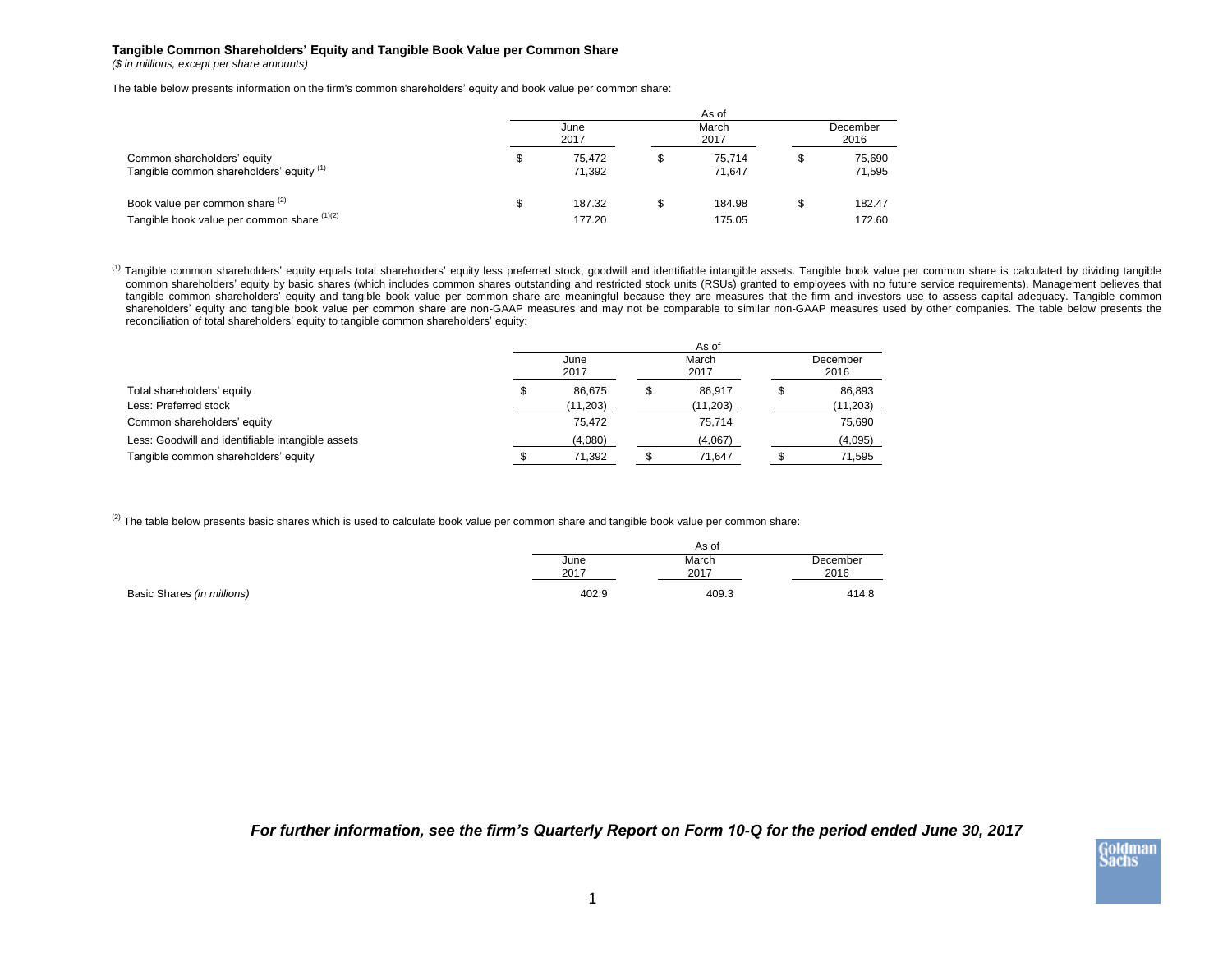**Tangible Common Shareholders' Equity and Tangible Book Value per Common Share**

*($ in millions, except per share amounts)*

The table below presents information on the firm's common shareholders' equity and book value per common share:

| | As of | | |
|---|---|---|---|
| | June 2017 | March 2017 | December 2016 |
| Common shareholders' equity | $ 75,472 | $ 75,714 | $ 75,690 |
| Tangible common shareholders' equity [(1)] | 71,392 | 71,647 | 71,595 |
| Book value per common share [(2)] | $ 187.32 | $ 184.98 | $ 182.47 |
| Tangible book value per common share [(1)(2)] | 177.20 | 175.05 | 172.60 |

[(1)] Tangible common shareholders' equity equals total shareholders' equity less preferred stock, goodwill and identifiable intangible assets. Tangible book value per common share is calculated by dividing tangible common shareholders' equity by basic shares (which includes common shares outstanding and restricted stock units (RSUs) granted to employees with no future service requirements). Management believes that tangible common shareholders' equity and tangible book value per common share are meaningful because they are measures that the firm and investors use to assess capital adequacy. Tangible common shareholders' equity and tangible book value per common share are non-GAAP measures and may not be comparable to similar non-GAAP measures used by other companies. The table below presents the reconciliation of total shareholders' equity to tangible common shareholders' equity:

| | As of | | |
|---|---|---|---|
| | June 2017 | March 2017 | December 2016 |
| Total shareholders' equity | $ 86,675 | $ 86,917 | $ 86,893 |
| Less: Preferred stock | (11,203) | (11,203) | (11,203) |
| Common shareholders' equity | 75,472 | 75,714 | 75,690 |
| Less: Goodwill and identifiable intangible assets | (4,080) | (4,067) | (4,095) |
| Tangible common shareholders' equity | $ 71,392 | $ 71,647 | $ 71,595 |

[(2)] The table below presents basic shares which is used to calculate book value per common share and tangible book value per common share:

| | As of | | |
|---|---|---|---|
| | June 2017 | March 2017 | December 2016 |
| Basic Shares *(in millions)* | 402.9 | 409.3 | 414.8 |

***For further information, see the firm's Quarterly Report on Form 10-Q for the period ended June 30, 2017***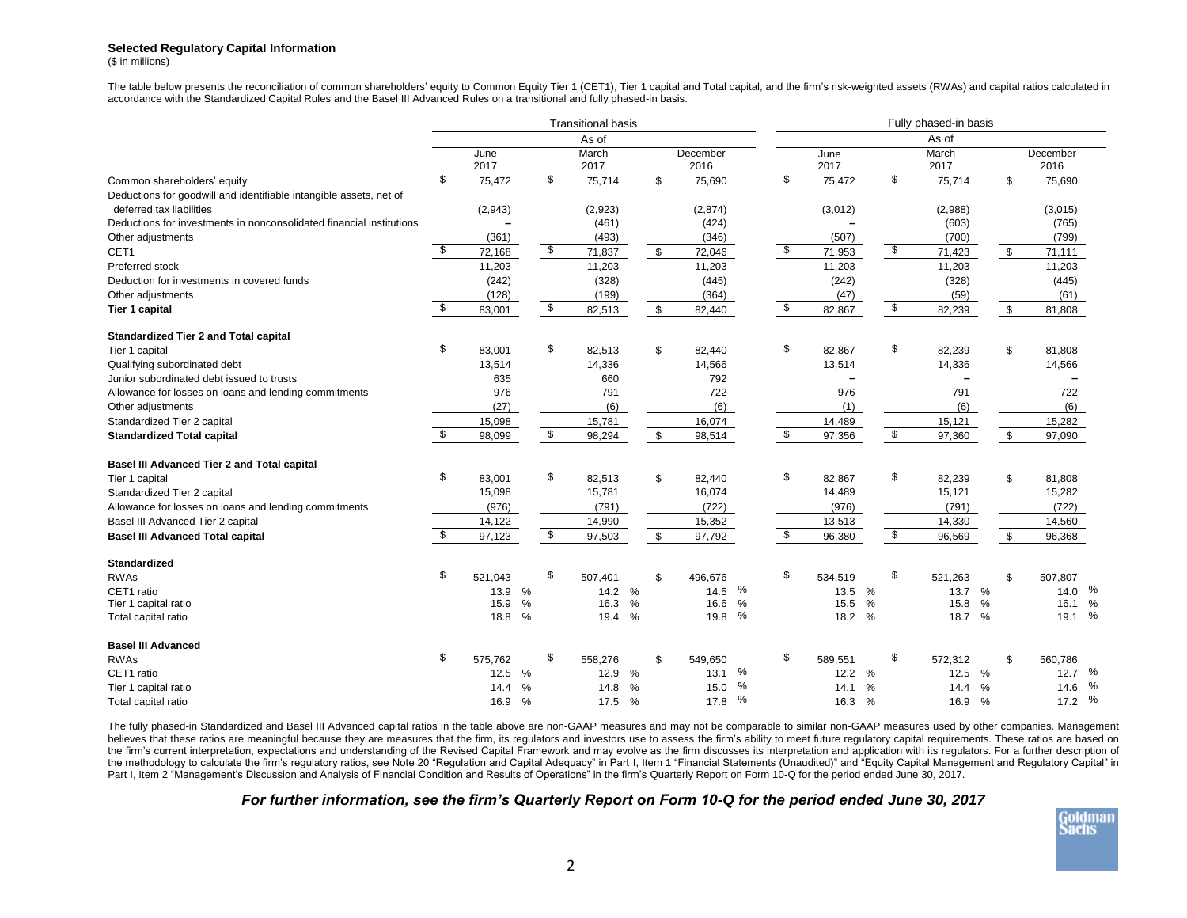**Selected Regulatory Capital Information**

($ in millions)

The table below presents the reconciliation of common shareholders' equity to Common Equity Tier 1 (CET1), Tier 1 capital and Total capital, and the firm's risk-weighted assets (RWAs) and capital ratios calculated in accordance with the Standardized Capital Rules and the Basel III Advanced Rules on a transitional and fully phased-in basis.

| | Transitional basis | | | Fully phased-in basis | | |
|---|---|---|---|---|---|---|
| | As of | | | As of | | |
| | June 2017 | March 2017 | December 2016 | June 2017 | March 2017 | December 2016 |
| Common shareholders' equity | $ 75,472 | $ 75,714 | $ 75,690 | $ 75,472 | $ 75,714 | $ 75,690 |
| Deductions for goodwill and identifiable intangible assets, net of deferred tax liabilities | (2,943) | (2,923) | (2,874) | (3,012) | (2,988) | (3,015) |
| Deductions for investments in nonconsolidated financial institutions | – | (461) | (424) | – | (603) | (765) |
| Other adjustments | (361) | (493) | (346) | (507) | (700) | (799) |
| CET1 | $ 72,168 | $ 71,837 | $ 72,046 | $ 71,953 | $ 71,423 | $ 71,111 |
| Preferred stock | 11,203 | 11,203 | 11,203 | 11,203 | 11,203 | 11,203 |
| Deduction for investments in covered funds | (242) | (328) | (445) | (242) | (328) | (445) |
| Other adjustments | (128) | (199) | (364) | (47) | (59) | (61) |
| **Tier 1 capital** | $ 83,001 | $ 82,513 | $ 82,440 | $ 82,867 | $ 82,239 | $ 81,808 |
| **Standardized Tier 2 and Total capital** | | | | | | |
| Tier 1 capital | $ 83,001 | $ 82,513 | $ 82,440 | $ 82,867 | $ 82,239 | $ 81,808 |
| Qualifying subordinated debt | 13,514 | 14,336 | 14,566 | 13,514 | 14,336 | 14,566 |
| Junior subordinated debt issued to trusts | 635 | 660 | 792 | – | – | – |
| Allowance for losses on loans and lending commitments | 976 | 791 | 722 | 976 | 791 | 722 |
| Other adjustments | (27) | (6) | (6) | (1) | (6) | (6) |
| Standardized Tier 2 capital | 15,098 | 15,781 | 16,074 | 14,489 | 15,121 | 15,282 |
| **Standardized Total capital** | $ 98,099 | $ 98,294 | $ 98,514 | $ 97,356 | $ 97,360 | $ 97,090 |
| **Basel III Advanced Tier 2 and Total capital** | | | | | | |
| Tier 1 capital | $ 83,001 | $ 82,513 | $ 82,440 | $ 82,867 | $ 82,239 | $ 81,808 |
| Standardized Tier 2 capital | 15,098 | 15,781 | 16,074 | 14,489 | 15,121 | 15,282 |
| Allowance for losses on loans and lending commitments | (976) | (791) | (722) | (976) | (791) | (722) |
| Basel III Advanced Tier 2 capital | 14,122 | 14,990 | 15,352 | 13,513 | 14,330 | 14,560 |
| **Basel III Advanced Total capital** | $ 97,123 | $ 97,503 | $ 97,792 | $ 96,380 | $ 96,569 | $ 96,368 |
| **Standardized** | | | | | | |
| RWAs | $ 521,043 | $ 507,401 | $ 496,676 | $ 534,519 | $ 521,263 | $ 507,807 |
| CET1 ratio | 13.9 % | 14.2 % | 14.5 % | 13.5 % | 13.7 % | 14.0 % |
| Tier 1 capital ratio | 15.9 % | 16.3 % | 16.6 % | 15.5 % | 15.8 % | 16.1 % |
| Total capital ratio | 18.8 % | 19.4 % | 19.8 % | 18.2 % | 18.7 % | 19.1 % |
| **Basel III Advanced** | | | | | | |
| RWAs | $ 575,762 | $ 558,276 | $ 549,650 | $ 589,551 | $ 572,312 | $ 560,786 |
| CET1 ratio | 12.5 % | 12.9 % | 13.1 % | 12.2 % | 12.5 % | 12.7 % |
| Tier 1 capital ratio | 14.4 % | 14.8 % | 15.0 % | 14.1 % | 14.4 % | 14.6 % |
| Total capital ratio | 16.9 % | 17.5 % | 17.8 % | 16.3 % | 16.9 % | 17.2 % |

The fully phased-in Standardized and Basel III Advanced capital ratios in the table above are non-GAAP measures and may not be comparable to similar non-GAAP measures used by other companies. Management believes that these ratios are meaningful because they are measures that the firm, its regulators and investors use to assess the firm's ability to meet future regulatory capital requirements. These ratios are based on the firm's current interpretation, expectations and understanding of the Revised Capital Framework and may evolve as the firm discusses its interpretation and application with its regulators. For a further description of the methodology to calculate the firm's regulatory ratios, see Note 20 "Regulation and Capital Adequacy" in Part I, Item 1 "Financial Statements (Unaudited)" and "Equity Capital Management and Regulatory Capital" in Part I, Item 2 "Management's Discussion and Analysis of Financial Condition and Results of Operations" in the firm's Quarterly Report on Form 10-Q for the period ended June 30, 2017.

***For further information, see the firm's Quarterly Report on Form 10-Q for the period ended June 30, 2017***